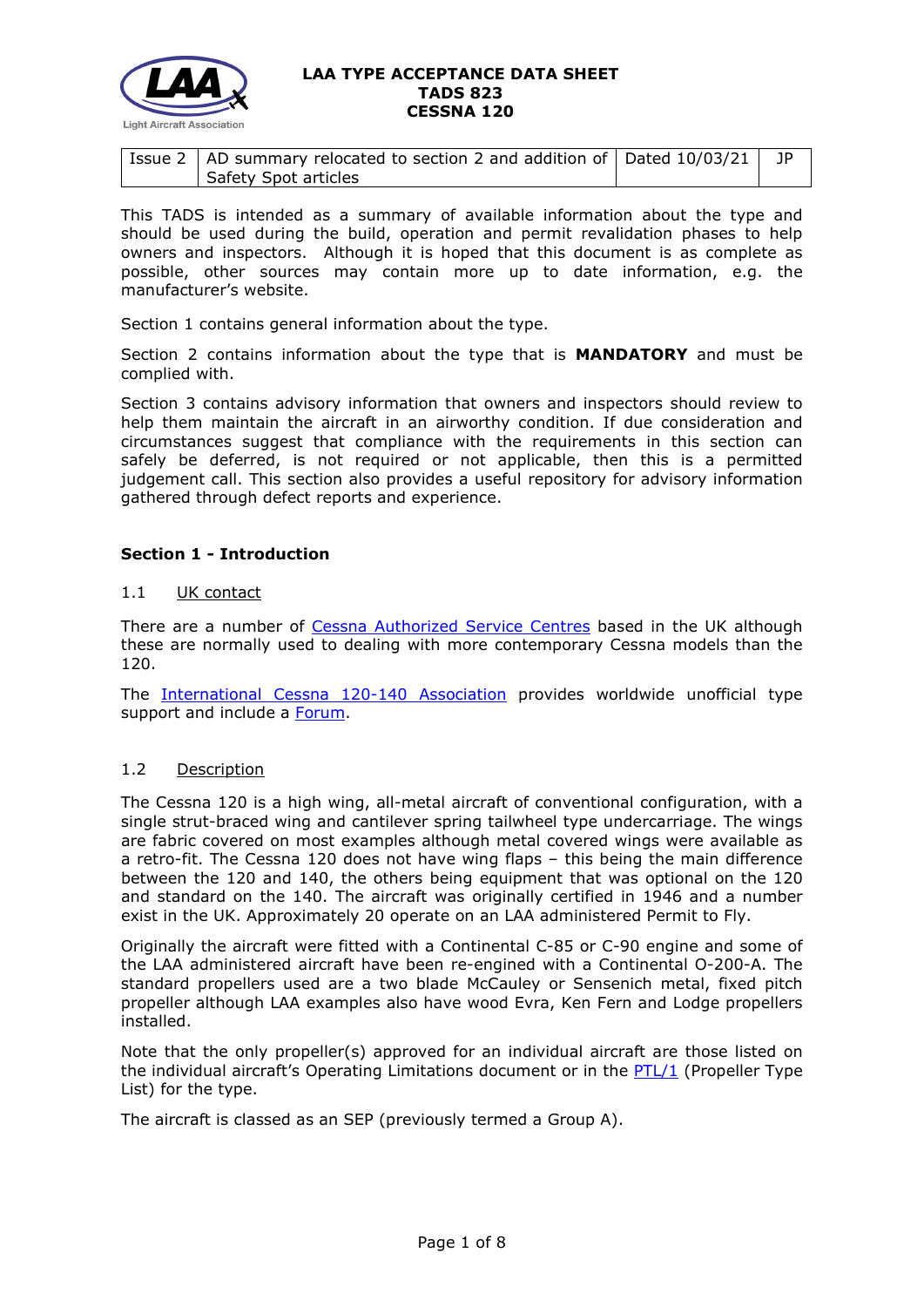# LAA TYPE ACCEPTANCE DATA SHEET
# TADS 823
# CESSNA 120

| Issue 2 | AD summary relocated to section 2 and addition of Safety Spot articles | Dated 10/03/21 | JP |
|---|---|---|---|

This TADS is intended as a summary of available information about the type and should be used during the build, operation and permit revalidation phases to help owners and inspectors. Although it is hoped that this document is as complete as possible, other sources may contain more up to date information, e.g. the manufacturer's website.

Section 1 contains general information about the type.

Section 2 contains information about the type that is **MANDATORY** and must be complied with.

Section 3 contains advisory information that owners and inspectors should review to help them maintain the aircraft in an airworthy condition. If due consideration and circumstances suggest that compliance with the requirements in this section can safely be deferred, is not required or not applicable, then this is a permitted judgement call. This section also provides a useful repository for advisory information gathered through defect reports and experience.

## Section 1 - Introduction

### 1.1 UK contact

There are a number of Cessna Authorized Service Centres based in the UK although these are normally used to dealing with more contemporary Cessna models than the 120.

The International Cessna 120-140 Association provides worldwide unofficial type support and include a Forum.

### 1.2 Description

The Cessna 120 is a high wing, all-metal aircraft of conventional configuration, with a single strut-braced wing and cantilever spring tailwheel type undercarriage. The wings are fabric covered on most examples although metal covered wings were available as a retro-fit. The Cessna 120 does not have wing flaps – this being the main difference between the 120 and 140, the others being equipment that was optional on the 120 and standard on the 140. The aircraft was originally certified in 1946 and a number exist in the UK. Approximately 20 operate on an LAA administered Permit to Fly.

Originally the aircraft were fitted with a Continental C-85 or C-90 engine and some of the LAA administered aircraft have been re-engined with a Continental O-200-A. The standard propellers used are a two blade McCauley or Sensenich metal, fixed pitch propeller although LAA examples also have wood Evra, Ken Fern and Lodge propellers installed.

Note that the only propeller(s) approved for an individual aircraft are those listed on the individual aircraft's Operating Limitations document or in the PTL/1 (Propeller Type List) for the type.

The aircraft is classed as an SEP (previously termed a Group A).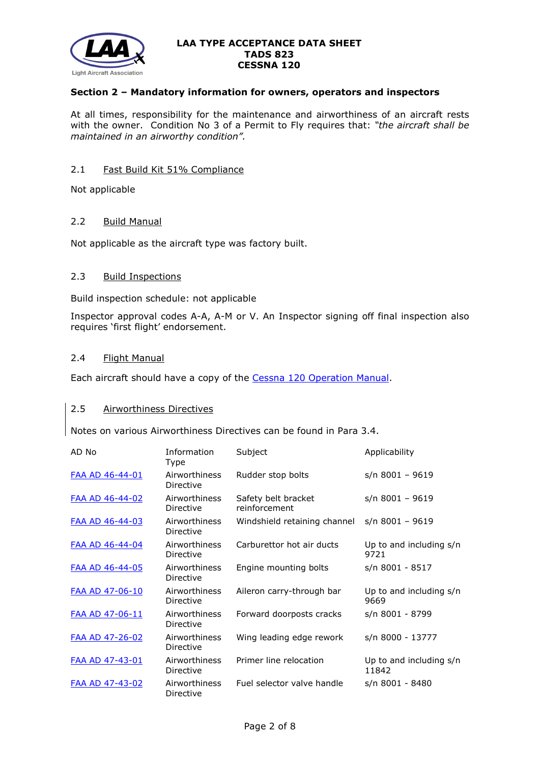## Section 2 – Mandatory information for owners, operators and inspectors

At all times, responsibility for the maintenance and airworthiness of an aircraft rests with the owner. Condition No 3 of a Permit to Fly requires that: *"the aircraft shall be maintained in an airworthy condition".*

### 2.1 Fast Build Kit 51% Compliance

Not applicable

### 2.2 Build Manual

Not applicable as the aircraft type was factory built.

### 2.3 Build Inspections

Build inspection schedule: not applicable

Inspector approval codes A-A, A-M or V. An Inspector signing off final inspection also requires 'first flight' endorsement.

### 2.4 Flight Manual

Each aircraft should have a copy of the Cessna 120 Operation Manual.

### 2.5 Airworthiness Directives

Notes on various Airworthiness Directives can be found in Para 3.4.

| AD No | Information Type | Subject | Applicability |
|---|---|---|---|
| FAA AD 46-44-01 | Airworthiness Directive | Rudder stop bolts | s/n 8001 – 9619 |
| FAA AD 46-44-02 | Airworthiness Directive | Safety belt bracket reinforcement | s/n 8001 – 9619 |
| FAA AD 46-44-03 | Airworthiness Directive | Windshield retaining channel | s/n 8001 – 9619 |
| FAA AD 46-44-04 | Airworthiness Directive | Carburettor hot air ducts | Up to and including s/n 9721 |
| FAA AD 46-44-05 | Airworthiness Directive | Engine mounting bolts | s/n 8001 - 8517 |
| FAA AD 47-06-10 | Airworthiness Directive | Aileron carry-through bar | Up to and including s/n 9669 |
| FAA AD 47-06-11 | Airworthiness Directive | Forward doorposts cracks | s/n 8001 - 8799 |
| FAA AD 47-26-02 | Airworthiness Directive | Wing leading edge rework | s/n 8000 - 13777 |
| FAA AD 47-43-01 | Airworthiness Directive | Primer line relocation | Up to and including s/n 11842 |
| FAA AD 47-43-02 | Airworthiness Directive | Fuel selector valve handle | s/n 8001 - 8480 |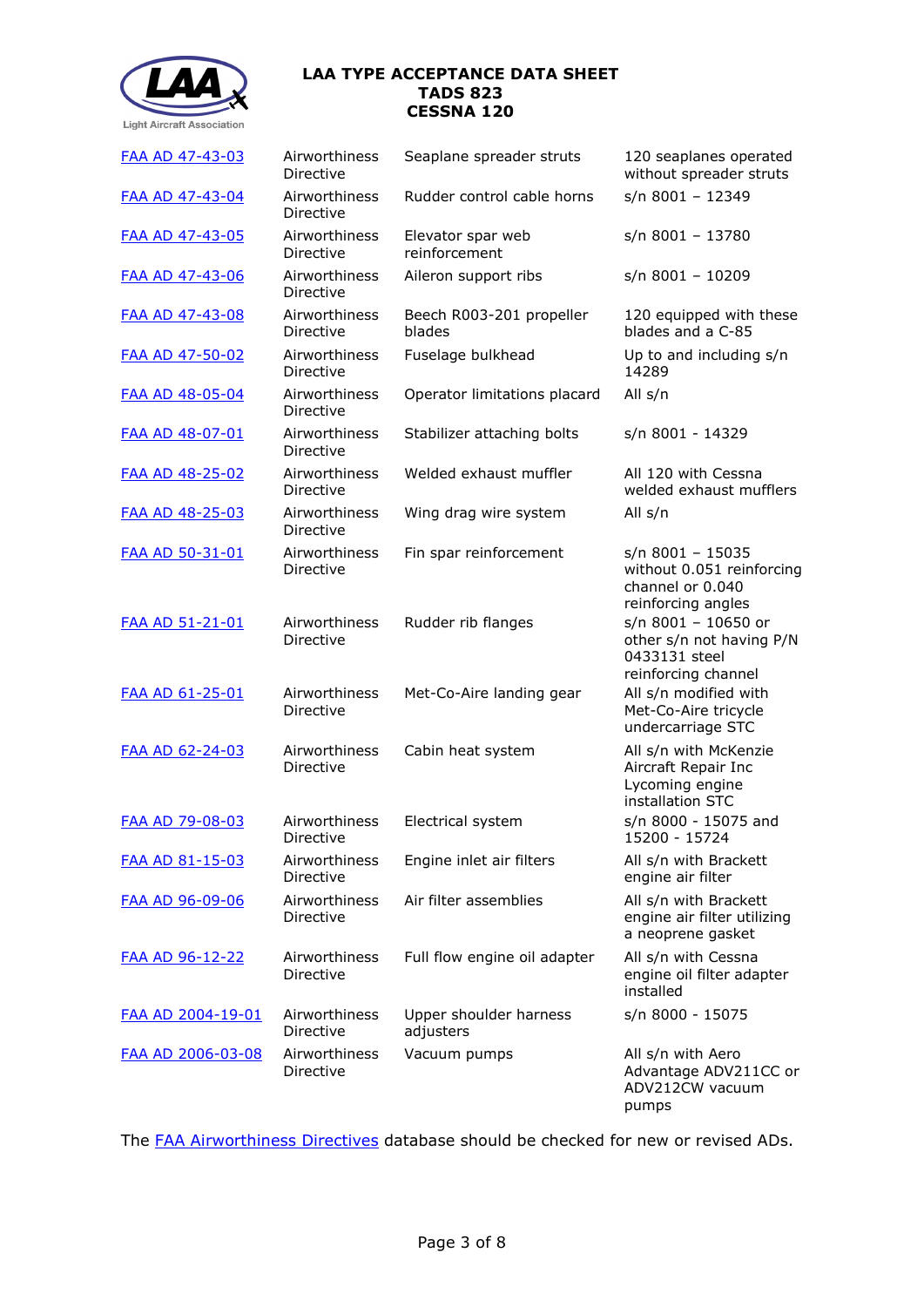| | | | |
|---|---|---|---|
| FAA AD 47-43-03 | Airworthiness Directive | Seaplane spreader struts | 120 seaplanes operated without spreader struts |
| FAA AD 47-43-04 | Airworthiness Directive | Rudder control cable horns | s/n 8001 – 12349 |
| FAA AD 47-43-05 | Airworthiness Directive | Elevator spar web reinforcement | s/n 8001 – 13780 |
| FAA AD 47-43-06 | Airworthiness Directive | Aileron support ribs | s/n 8001 – 10209 |
| FAA AD 47-43-08 | Airworthiness Directive | Beech R003-201 propeller blades | 120 equipped with these blades and a C-85 |
| FAA AD 47-50-02 | Airworthiness Directive | Fuselage bulkhead | Up to and including s/n 14289 |
| FAA AD 48-05-04 | Airworthiness Directive | Operator limitations placard | All s/n |
| FAA AD 48-07-01 | Airworthiness Directive | Stabilizer attaching bolts | s/n 8001 - 14329 |
| FAA AD 48-25-02 | Airworthiness Directive | Welded exhaust muffler | All 120 with Cessna welded exhaust mufflers |
| FAA AD 48-25-03 | Airworthiness Directive | Wing drag wire system | All s/n |
| FAA AD 50-31-01 | Airworthiness Directive | Fin spar reinforcement | s/n 8001 – 15035 without 0.051 reinforcing channel or 0.040 reinforcing angles |
| FAA AD 51-21-01 | Airworthiness Directive | Rudder rib flanges | s/n 8001 – 10650 or other s/n not having P/N 0433131 steel reinforcing channel |
| FAA AD 61-25-01 | Airworthiness Directive | Met-Co-Aire landing gear | All s/n modified with Met-Co-Aire tricycle undercarriage STC |
| FAA AD 62-24-03 | Airworthiness Directive | Cabin heat system | All s/n with McKenzie Aircraft Repair Inc Lycoming engine installation STC |
| FAA AD 79-08-03 | Airworthiness Directive | Electrical system | s/n 8000 - 15075 and 15200 - 15724 |
| FAA AD 81-15-03 | Airworthiness Directive | Engine inlet air filters | All s/n with Brackett engine air filter |
| FAA AD 96-09-06 | Airworthiness Directive | Air filter assemblies | All s/n with Brackett engine air filter utilizing a neoprene gasket |
| FAA AD 96-12-22 | Airworthiness Directive | Full flow engine oil adapter | All s/n with Cessna engine oil filter adapter installed |
| FAA AD 2004-19-01 | Airworthiness Directive | Upper shoulder harness adjusters | s/n 8000 - 15075 |
| FAA AD 2006-03-08 | Airworthiness Directive | Vacuum pumps | All s/n with Aero Advantage ADV211CC or ADV212CW vacuum pumps |

The FAA Airworthiness Directives database should be checked for new or revised ADs.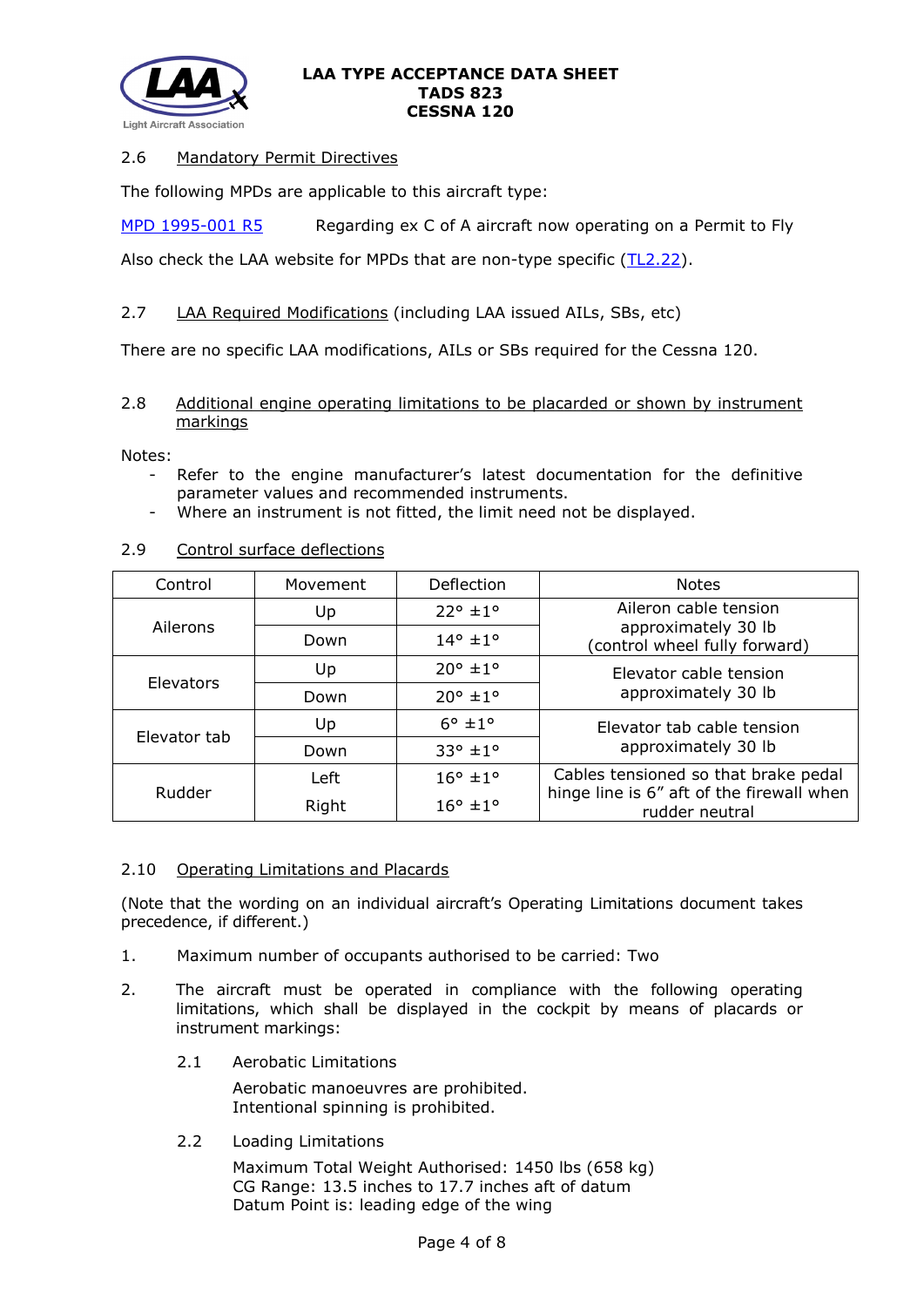### 2.6 Mandatory Permit Directives

The following MPDs are applicable to this aircraft type:

MPD 1995-001 R5 Regarding ex C of A aircraft now operating on a Permit to Fly

Also check the LAA website for MPDs that are non-type specific (TL2.22).

### 2.7 LAA Required Modifications (including LAA issued AILs, SBs, etc)

There are no specific LAA modifications, AILs or SBs required for the Cessna 120.

### 2.8 Additional engine operating limitations to be placarded or shown by instrument markings

Notes:

- Refer to the engine manufacturer's latest documentation for the definitive parameter values and recommended instruments.
- Where an instrument is not fitted, the limit need not be displayed.

### 2.9 Control surface deflections

| Control | Movement | Deflection | Notes |
|---|---|---|---|
| Ailerons | Up | 22° ±1° | Aileron cable tension approximately 30 lb (control wheel fully forward) |
| | Down | 14° ±1° | |
| Elevators | Up | 20° ±1° | Elevator cable tension approximately 30 lb |
| | Down | 20° ±1° | |
| Elevator tab | Up | 6° ±1° | Elevator tab cable tension approximately 30 lb |
| | Down | 33° ±1° | |
| Rudder | Left | 16° ±1° | Cables tensioned so that brake pedal hinge line is 6" aft of the firewall when rudder neutral |
| | Right | 16° ±1° | |

### 2.10 Operating Limitations and Placards

(Note that the wording on an individual aircraft's Operating Limitations document takes precedence, if different.)

1. Maximum number of occupants authorised to be carried: Two

2. The aircraft must be operated in compliance with the following operating limitations, which shall be displayed in the cockpit by means of placards or instrument markings:

   2.1 Aerobatic Limitations

   Aerobatic manoeuvres are prohibited.
   Intentional spinning is prohibited.

   2.2 Loading Limitations

   Maximum Total Weight Authorised: 1450 lbs (658 kg)
   CG Range: 13.5 inches to 17.7 inches aft of datum
   Datum Point is: leading edge of the wing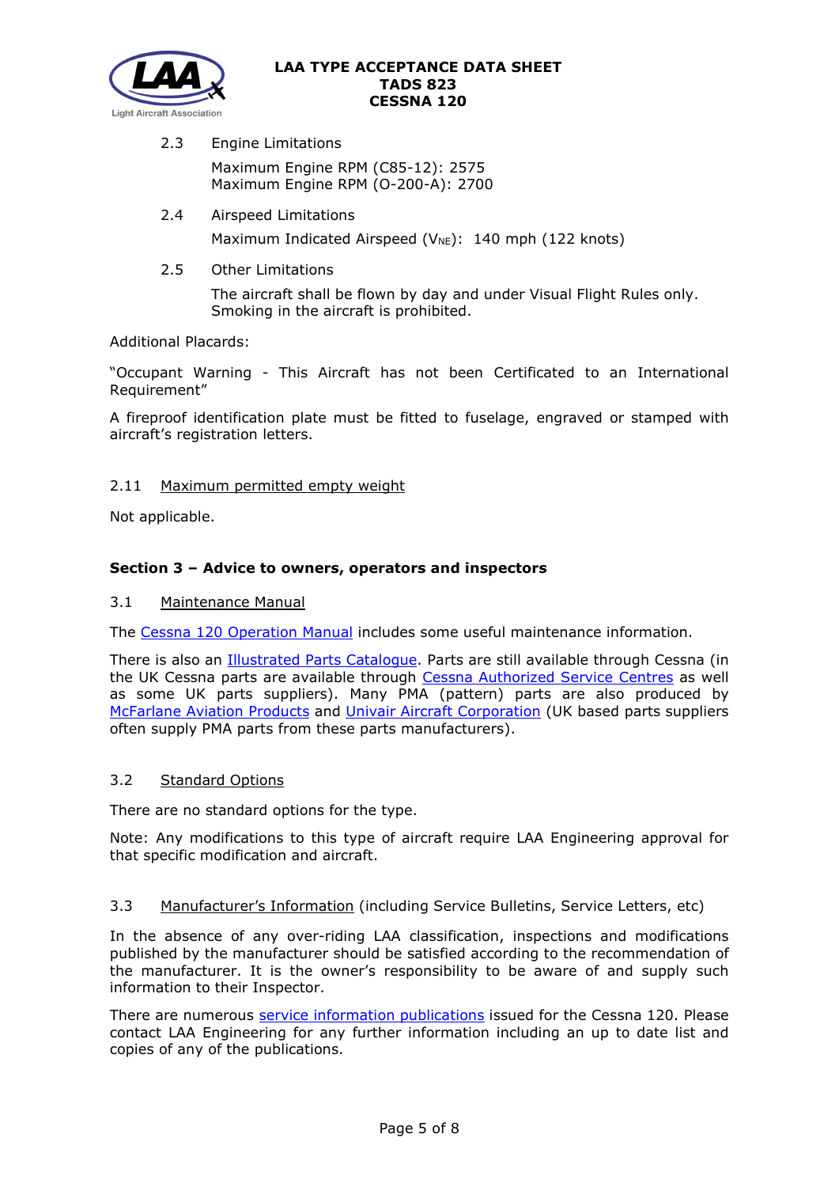2.3 Engine Limitations

Maximum Engine RPM (C85-12): 2575
Maximum Engine RPM (O-200-A): 2700

2.4 Airspeed Limitations

Maximum Indicated Airspeed ($V_{NE}$): 140 mph (122 knots)

2.5 Other Limitations

The aircraft shall be flown by day and under Visual Flight Rules only.
Smoking in the aircraft is prohibited.

Additional Placards:

"Occupant Warning - This Aircraft has not been Certificated to an International Requirement"

A fireproof identification plate must be fitted to fuselage, engraved or stamped with aircraft's registration letters.

2.11 Maximum permitted empty weight

Not applicable.

## Section 3 – Advice to owners, operators and inspectors

### 3.1 Maintenance Manual

The Cessna 120 Operation Manual includes some useful maintenance information.

There is also an Illustrated Parts Catalogue. Parts are still available through Cessna (in the UK Cessna parts are available through Cessna Authorized Service Centres as well as some UK parts suppliers). Many PMA (pattern) parts are also produced by McFarlane Aviation Products and Univair Aircraft Corporation (UK based parts suppliers often supply PMA parts from these parts manufacturers).

### 3.2 Standard Options

There are no standard options for the type.

Note: Any modifications to this type of aircraft require LAA Engineering approval for that specific modification and aircraft.

### 3.3 Manufacturer's Information (including Service Bulletins, Service Letters, etc)

In the absence of any over-riding LAA classification, inspections and modifications published by the manufacturer should be satisfied according to the recommendation of the manufacturer. It is the owner's responsibility to be aware of and supply such information to their Inspector.

There are numerous service information publications issued for the Cessna 120. Please contact LAA Engineering for any further information including an up to date list and copies of any of the publications.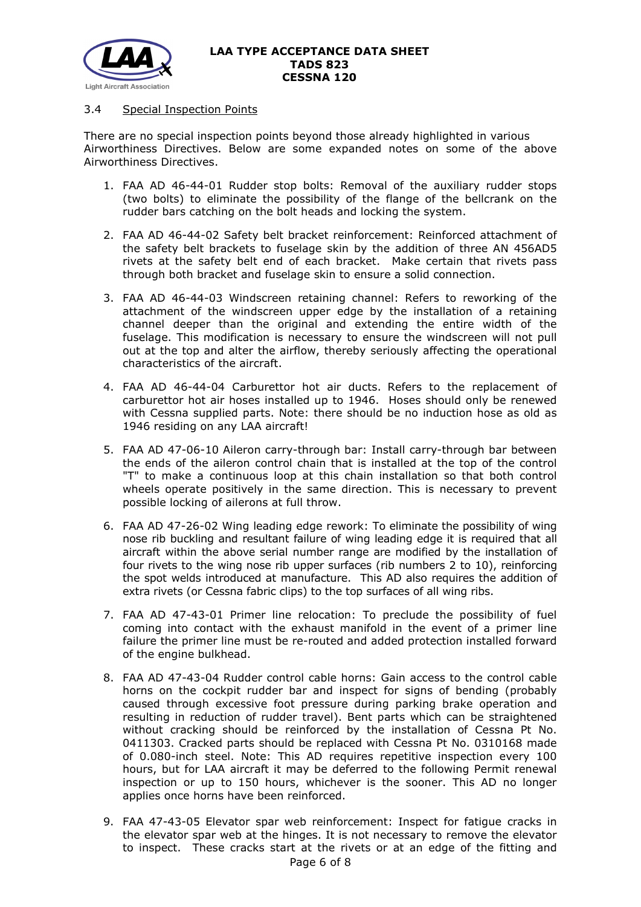### 3.4 Special Inspection Points

There are no special inspection points beyond those already highlighted in various Airworthiness Directives. Below are some expanded notes on some of the above Airworthiness Directives.

1. FAA AD 46-44-01 Rudder stop bolts: Removal of the auxiliary rudder stops (two bolts) to eliminate the possibility of the flange of the bellcrank on the rudder bars catching on the bolt heads and locking the system.

2. FAA AD 46-44-02 Safety belt bracket reinforcement: Reinforced attachment of the safety belt brackets to fuselage skin by the addition of three AN 456AD5 rivets at the safety belt end of each bracket. Make certain that rivets pass through both bracket and fuselage skin to ensure a solid connection.

3. FAA AD 46-44-03 Windscreen retaining channel: Refers to reworking of the attachment of the windscreen upper edge by the installation of a retaining channel deeper than the original and extending the entire width of the fuselage. This modification is necessary to ensure the windscreen will not pull out at the top and alter the airflow, thereby seriously affecting the operational characteristics of the aircraft.

4. FAA AD 46-44-04 Carburettor hot air ducts. Refers to the replacement of carburettor hot air hoses installed up to 1946. Hoses should only be renewed with Cessna supplied parts. Note: there should be no induction hose as old as 1946 residing on any LAA aircraft!

5. FAA AD 47-06-10 Aileron carry-through bar: Install carry-through bar between the ends of the aileron control chain that is installed at the top of the control "T" to make a continuous loop at this chain installation so that both control wheels operate positively in the same direction. This is necessary to prevent possible locking of ailerons at full throw.

6. FAA AD 47-26-02 Wing leading edge rework: To eliminate the possibility of wing nose rib buckling and resultant failure of wing leading edge it is required that all aircraft within the above serial number range are modified by the installation of four rivets to the wing nose rib upper surfaces (rib numbers 2 to 10), reinforcing the spot welds introduced at manufacture. This AD also requires the addition of extra rivets (or Cessna fabric clips) to the top surfaces of all wing ribs.

7. FAA AD 47-43-01 Primer line relocation: To preclude the possibility of fuel coming into contact with the exhaust manifold in the event of a primer line failure the primer line must be re-routed and added protection installed forward of the engine bulkhead.

8. FAA AD 47-43-04 Rudder control cable horns: Gain access to the control cable horns on the cockpit rudder bar and inspect for signs of bending (probably caused through excessive foot pressure during parking brake operation and resulting in reduction of rudder travel). Bent parts which can be straightened without cracking should be reinforced by the installation of Cessna Pt No. 0411303. Cracked parts should be replaced with Cessna Pt No. 0310168 made of 0.080-inch steel. Note: This AD requires repetitive inspection every 100 hours, but for LAA aircraft it may be deferred to the following Permit renewal inspection or up to 150 hours, whichever is the sooner. This AD no longer applies once horns have been reinforced.

9. FAA 47-43-05 Elevator spar web reinforcement: Inspect for fatigue cracks in the elevator spar web at the hinges. It is not necessary to remove the elevator to inspect. These cracks start at the rivets or at an edge of the fitting and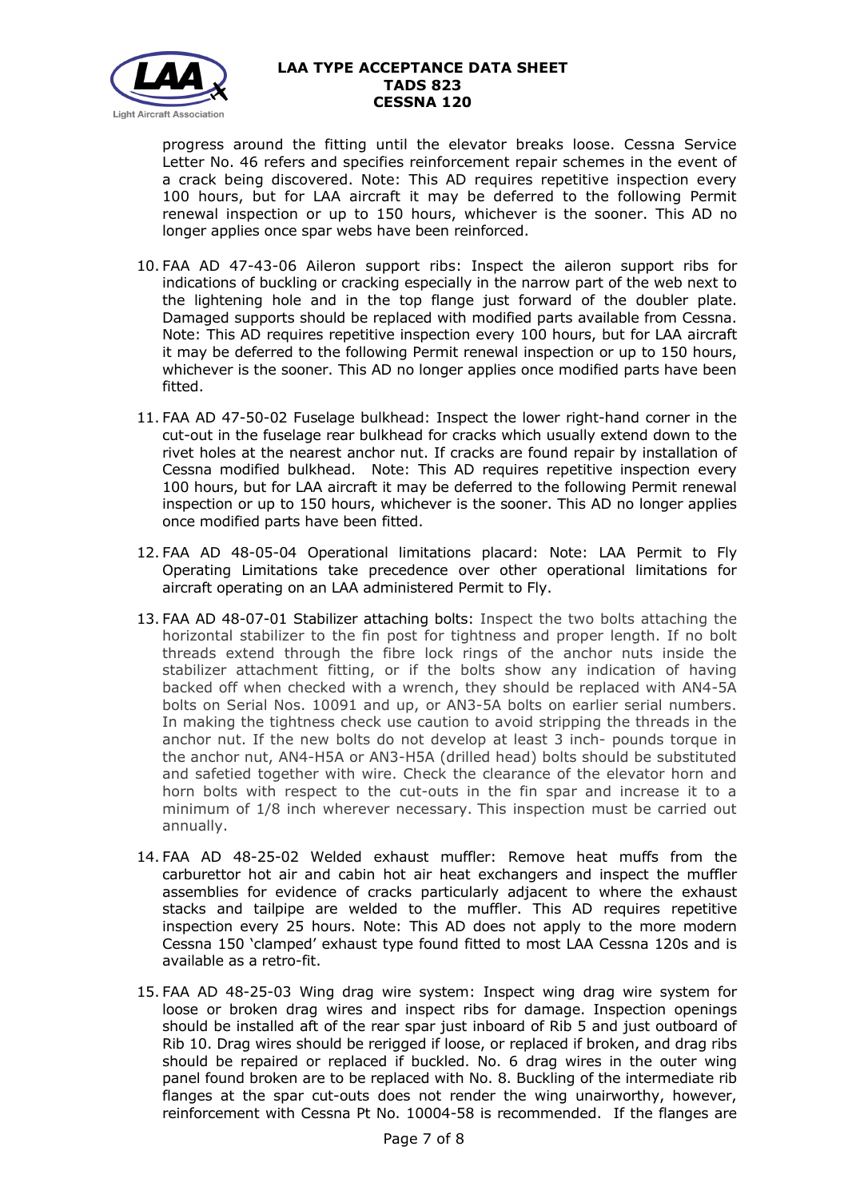progress around the fitting until the elevator breaks loose. Cessna Service Letter No. 46 refers and specifies reinforcement repair schemes in the event of a crack being discovered. Note: This AD requires repetitive inspection every 100 hours, but for LAA aircraft it may be deferred to the following Permit renewal inspection or up to 150 hours, whichever is the sooner. This AD no longer applies once spar webs have been reinforced.

10. FAA AD 47-43-06 Aileron support ribs: Inspect the aileron support ribs for indications of buckling or cracking especially in the narrow part of the web next to the lightening hole and in the top flange just forward of the doubler plate. Damaged supports should be replaced with modified parts available from Cessna. Note: This AD requires repetitive inspection every 100 hours, but for LAA aircraft it may be deferred to the following Permit renewal inspection or up to 150 hours, whichever is the sooner. This AD no longer applies once modified parts have been fitted.

11. FAA AD 47-50-02 Fuselage bulkhead: Inspect the lower right-hand corner in the cut-out in the fuselage rear bulkhead for cracks which usually extend down to the rivet holes at the nearest anchor nut. If cracks are found repair by installation of Cessna modified bulkhead. Note: This AD requires repetitive inspection every 100 hours, but for LAA aircraft it may be deferred to the following Permit renewal inspection or up to 150 hours, whichever is the sooner. This AD no longer applies once modified parts have been fitted.

12. FAA AD 48-05-04 Operational limitations placard: Note: LAA Permit to Fly Operating Limitations take precedence over other operational limitations for aircraft operating on an LAA administered Permit to Fly.

13. FAA AD 48-07-01 Stabilizer attaching bolts: Inspect the two bolts attaching the horizontal stabilizer to the fin post for tightness and proper length. If no bolt threads extend through the fibre lock rings of the anchor nuts inside the stabilizer attachment fitting, or if the bolts show any indication of having backed off when checked with a wrench, they should be replaced with AN4-5A bolts on Serial Nos. 10091 and up, or AN3-5A bolts on earlier serial numbers. In making the tightness check use caution to avoid stripping the threads in the anchor nut. If the new bolts do not develop at least 3 inch- pounds torque in the anchor nut, AN4-H5A or AN3-H5A (drilled head) bolts should be substituted and safetied together with wire. Check the clearance of the elevator horn and horn bolts with respect to the cut-outs in the fin spar and increase it to a minimum of 1/8 inch wherever necessary. This inspection must be carried out annually.

14. FAA AD 48-25-02 Welded exhaust muffler: Remove heat muffs from the carburettor hot air and cabin hot air heat exchangers and inspect the muffler assemblies for evidence of cracks particularly adjacent to where the exhaust stacks and tailpipe are welded to the muffler. This AD requires repetitive inspection every 25 hours. Note: This AD does not apply to the more modern Cessna 150 'clamped' exhaust type found fitted to most LAA Cessna 120s and is available as a retro-fit.

15. FAA AD 48-25-03 Wing drag wire system: Inspect wing drag wire system for loose or broken drag wires and inspect ribs for damage. Inspection openings should be installed aft of the rear spar just inboard of Rib 5 and just outboard of Rib 10. Drag wires should be rerigged if loose, or replaced if broken, and drag ribs should be repaired or replaced if buckled. No. 6 drag wires in the outer wing panel found broken are to be replaced with No. 8. Buckling of the intermediate rib flanges at the spar cut-outs does not render the wing unairworthy, however, reinforcement with Cessna Pt No. 10004-58 is recommended. If the flanges are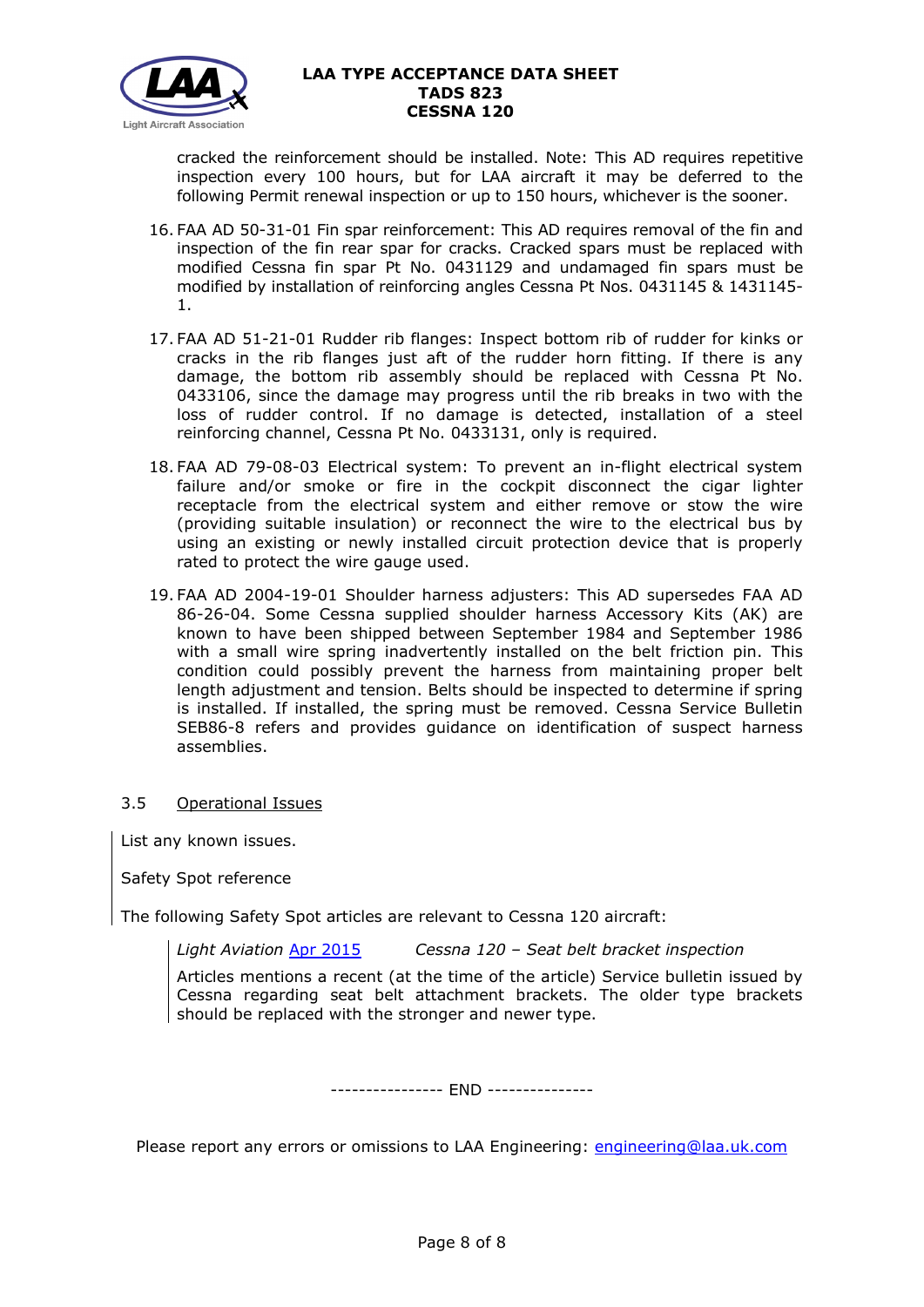cracked the reinforcement should be installed. Note: This AD requires repetitive inspection every 100 hours, but for LAA aircraft it may be deferred to the following Permit renewal inspection or up to 150 hours, whichever is the sooner.

16. FAA AD 50-31-01 Fin spar reinforcement: This AD requires removal of the fin and inspection of the fin rear spar for cracks. Cracked spars must be replaced with modified Cessna fin spar Pt No. 0431129 and undamaged fin spars must be modified by installation of reinforcing angles Cessna Pt Nos. 0431145 & 1431145-1.

17. FAA AD 51-21-01 Rudder rib flanges: Inspect bottom rib of rudder for kinks or cracks in the rib flanges just aft of the rudder horn fitting. If there is any damage, the bottom rib assembly should be replaced with Cessna Pt No. 0433106, since the damage may progress until the rib breaks in two with the loss of rudder control. If no damage is detected, installation of a steel reinforcing channel, Cessna Pt No. 0433131, only is required.

18. FAA AD 79-08-03 Electrical system: To prevent an in-flight electrical system failure and/or smoke or fire in the cockpit disconnect the cigar lighter receptacle from the electrical system and either remove or stow the wire (providing suitable insulation) or reconnect the wire to the electrical bus by using an existing or newly installed circuit protection device that is properly rated to protect the wire gauge used.

19. FAA AD 2004-19-01 Shoulder harness adjusters: This AD supersedes FAA AD 86-26-04. Some Cessna supplied shoulder harness Accessory Kits (AK) are known to have been shipped between September 1984 and September 1986 with a small wire spring inadvertently installed on the belt friction pin. This condition could possibly prevent the harness from maintaining proper belt length adjustment and tension. Belts should be inspected to determine if spring is installed. If installed, the spring must be removed. Cessna Service Bulletin SEB86-8 refers and provides guidance on identification of suspect harness assemblies.

### 3.5 Operational Issues

List any known issues.

Safety Spot reference

The following Safety Spot articles are relevant to Cessna 120 aircraft:

*Light Aviation* Apr 2015 *Cessna 120 – Seat belt bracket inspection*

Articles mentions a recent (at the time of the article) Service bulletin issued by Cessna regarding seat belt attachment brackets. The older type brackets should be replaced with the stronger and newer type.

---------------- END ---------------

Please report any errors or omissions to LAA Engineering: engineering@laa.uk.com